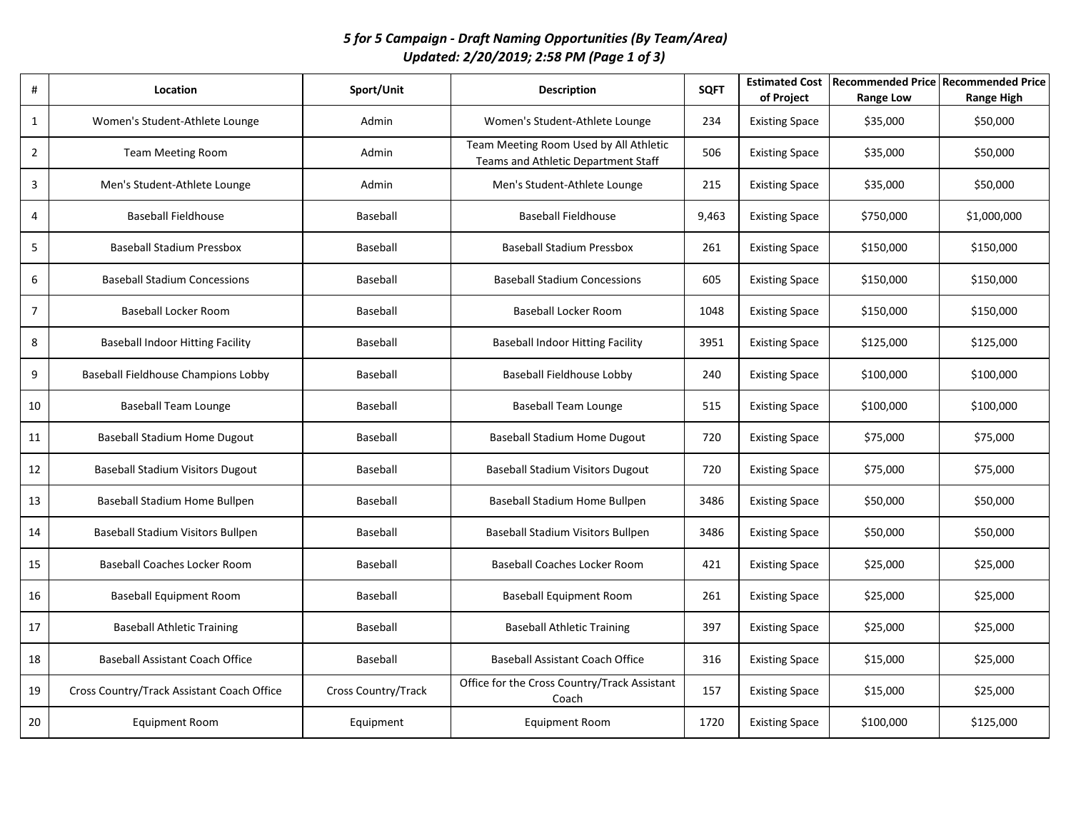*5 for 5 Campaign - Draft Naming Opportunities (By Team/Area)*
*Updated: 2/20/2019; 2:58 PM (Page 1 of 3)*

| # | Location | Sport/Unit | Description | SQFT | Estimated Cost of Project | Recommended Price Range Low | Recommended Price Range High |
|---|---|---|---|---|---|---|---|
| 1 | Women's Student-Athlete Lounge | Admin | Women's Student-Athlete Lounge | 234 | Existing Space | $35,000 | $50,000 |
| 2 | Team Meeting Room | Admin | Team Meeting Room Used by All Athletic Teams and Athletic Department Staff | 506 | Existing Space | $35,000 | $50,000 |
| 3 | Men's Student-Athlete Lounge | Admin | Men's Student-Athlete Lounge | 215 | Existing Space | $35,000 | $50,000 |
| 4 | Baseball Fieldhouse | Baseball | Baseball Fieldhouse | 9,463 | Existing Space | $750,000 | $1,000,000 |
| 5 | Baseball Stadium Pressbox | Baseball | Baseball Stadium Pressbox | 261 | Existing Space | $150,000 | $150,000 |
| 6 | Baseball Stadium Concessions | Baseball | Baseball Stadium Concessions | 605 | Existing Space | $150,000 | $150,000 |
| 7 | Baseball Locker Room | Baseball | Baseball Locker Room | 1048 | Existing Space | $150,000 | $150,000 |
| 8 | Baseball Indoor Hitting Facility | Baseball | Baseball Indoor Hitting Facility | 3951 | Existing Space | $125,000 | $125,000 |
| 9 | Baseball Fieldhouse Champions Lobby | Baseball | Baseball Fieldhouse Lobby | 240 | Existing Space | $100,000 | $100,000 |
| 10 | Baseball Team Lounge | Baseball | Baseball Team Lounge | 515 | Existing Space | $100,000 | $100,000 |
| 11 | Baseball Stadium Home Dugout | Baseball | Baseball Stadium Home Dugout | 720 | Existing Space | $75,000 | $75,000 |
| 12 | Baseball Stadium Visitors Dugout | Baseball | Baseball Stadium Visitors Dugout | 720 | Existing Space | $75,000 | $75,000 |
| 13 | Baseball Stadium Home Bullpen | Baseball | Baseball Stadium Home Bullpen | 3486 | Existing Space | $50,000 | $50,000 |
| 14 | Baseball Stadium Visitors Bullpen | Baseball | Baseball Stadium Visitors Bullpen | 3486 | Existing Space | $50,000 | $50,000 |
| 15 | Baseball Coaches Locker Room | Baseball | Baseball Coaches Locker Room | 421 | Existing Space | $25,000 | $25,000 |
| 16 | Baseball Equipment Room | Baseball | Baseball Equipment Room | 261 | Existing Space | $25,000 | $25,000 |
| 17 | Baseball Athletic Training | Baseball | Baseball Athletic Training | 397 | Existing Space | $25,000 | $25,000 |
| 18 | Baseball Assistant Coach Office | Baseball | Baseball Assistant Coach Office | 316 | Existing Space | $15,000 | $25,000 |
| 19 | Cross Country/Track Assistant Coach Office | Cross Country/Track | Office for the Cross Country/Track Assistant Coach | 157 | Existing Space | $15,000 | $25,000 |
| 20 | Equipment Room | Equipment | Equipment Room | 1720 | Existing Space | $100,000 | $125,000 |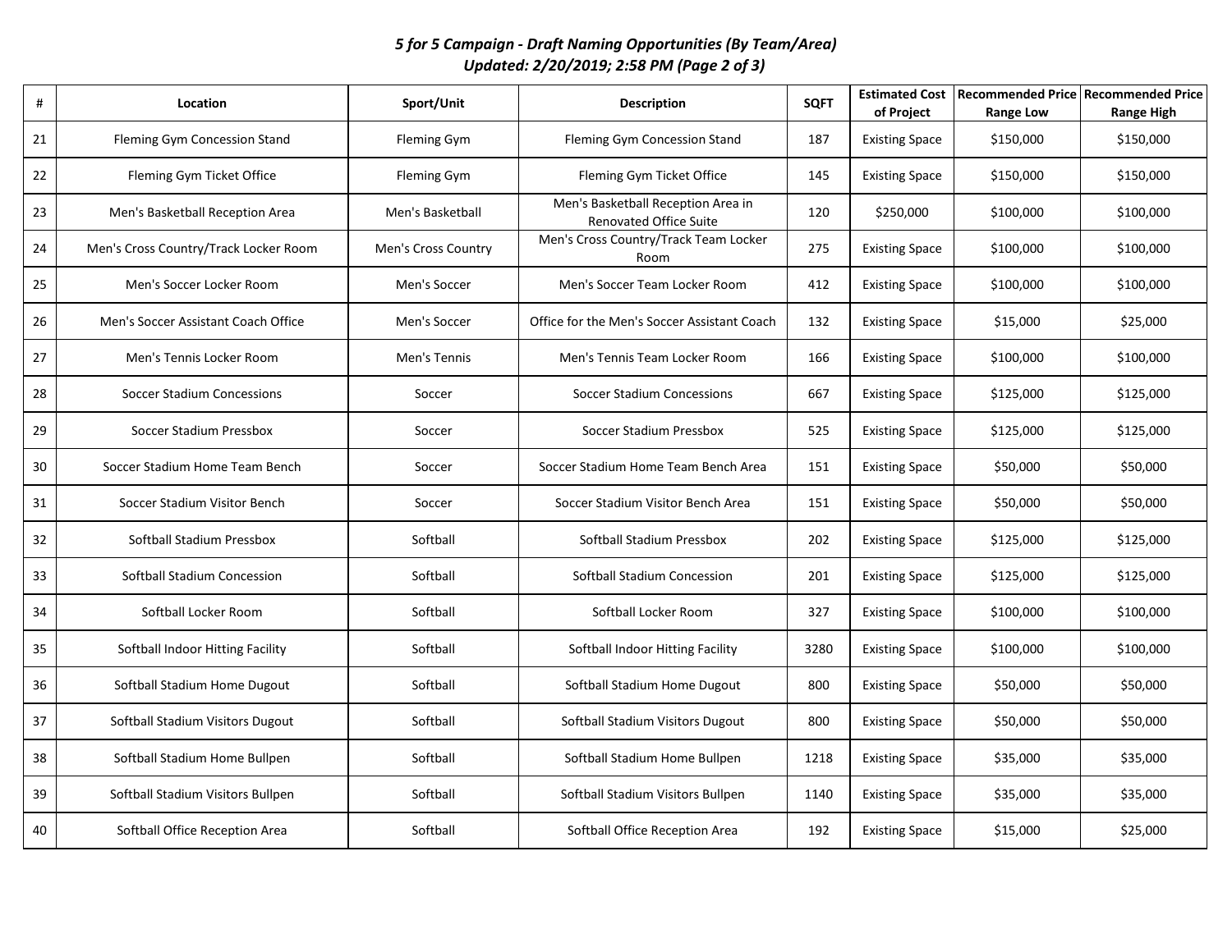# *5 for 5 Campaign - Draft Naming Opportunities (By Team/Area)*
## *Updated: 2/20/2019; 2:58 PM (Page 2 of 3)*

| # | Location | Sport/Unit | Description | SQFT | Estimated Cost of Project | Recommended Price Range Low | Recommended Price Range High |
|---|---|---|---|---|---|---|---|
| 21 | Fleming Gym Concession Stand | Fleming Gym | Fleming Gym Concession Stand | 187 | Existing Space | $150,000 | $150,000 |
| 22 | Fleming Gym Ticket Office | Fleming Gym | Fleming Gym Ticket Office | 145 | Existing Space | $150,000 | $150,000 |
| 23 | Men's Basketball Reception Area | Men's Basketball | Men's Basketball Reception Area in Renovated Office Suite | 120 | $250,000 | $100,000 | $100,000 |
| 24 | Men's Cross Country/Track Locker Room | Men's Cross Country | Men's Cross Country/Track Team Locker Room | 275 | Existing Space | $100,000 | $100,000 |
| 25 | Men's Soccer Locker Room | Men's Soccer | Men's Soccer Team Locker Room | 412 | Existing Space | $100,000 | $100,000 |
| 26 | Men's Soccer Assistant Coach Office | Men's Soccer | Office for the Men's Soccer Assistant Coach | 132 | Existing Space | $15,000 | $25,000 |
| 27 | Men's Tennis Locker Room | Men's Tennis | Men's Tennis Team Locker Room | 166 | Existing Space | $100,000 | $100,000 |
| 28 | Soccer Stadium Concessions | Soccer | Soccer Stadium Concessions | 667 | Existing Space | $125,000 | $125,000 |
| 29 | Soccer Stadium Pressbox | Soccer | Soccer Stadium Pressbox | 525 | Existing Space | $125,000 | $125,000 |
| 30 | Soccer Stadium Home Team Bench | Soccer | Soccer Stadium Home Team Bench Area | 151 | Existing Space | $50,000 | $50,000 |
| 31 | Soccer Stadium Visitor Bench | Soccer | Soccer Stadium Visitor Bench Area | 151 | Existing Space | $50,000 | $50,000 |
| 32 | Softball Stadium Pressbox | Softball | Softball Stadium Pressbox | 202 | Existing Space | $125,000 | $125,000 |
| 33 | Softball Stadium Concession | Softball | Softball Stadium Concession | 201 | Existing Space | $125,000 | $125,000 |
| 34 | Softball Locker Room | Softball | Softball Locker Room | 327 | Existing Space | $100,000 | $100,000 |
| 35 | Softball Indoor Hitting Facility | Softball | Softball Indoor Hitting Facility | 3280 | Existing Space | $100,000 | $100,000 |
| 36 | Softball Stadium Home Dugout | Softball | Softball Stadium Home Dugout | 800 | Existing Space | $50,000 | $50,000 |
| 37 | Softball Stadium Visitors Dugout | Softball | Softball Stadium Visitors Dugout | 800 | Existing Space | $50,000 | $50,000 |
| 38 | Softball Stadium Home Bullpen | Softball | Softball Stadium Home Bullpen | 1218 | Existing Space | $35,000 | $35,000 |
| 39 | Softball Stadium Visitors Bullpen | Softball | Softball Stadium Visitors Bullpen | 1140 | Existing Space | $35,000 | $35,000 |
| 40 | Softball Office Reception Area | Softball | Softball Office Reception Area | 192 | Existing Space | $15,000 | $25,000 |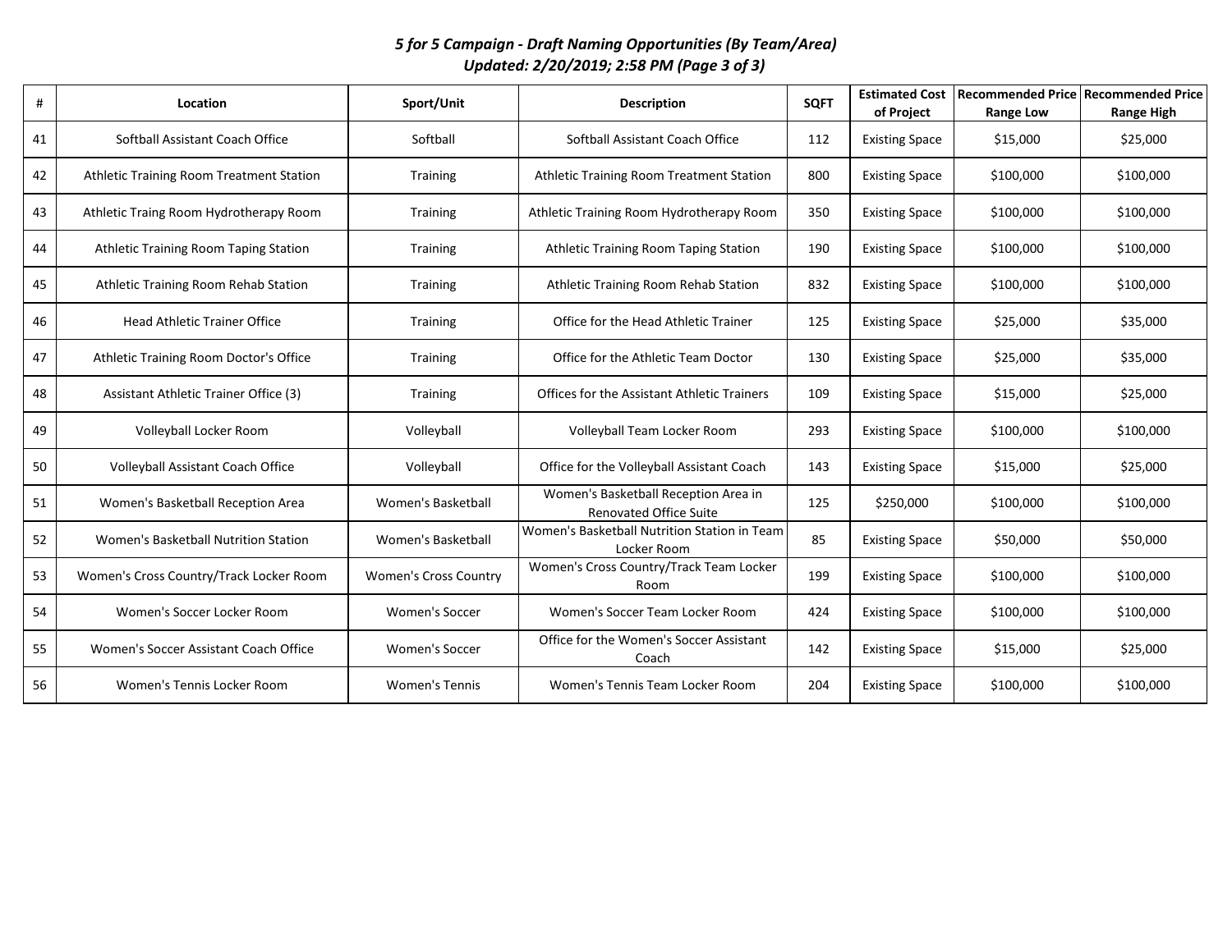*5 for 5 Campaign - Draft Naming Opportunities (By Team/Area)*
*Updated: 2/20/2019; 2:58 PM (Page 3 of 3)*

| # | Location | Sport/Unit | Description | SQFT | Estimated Cost of Project | Recommended Price Range Low | Recommended Price Range High |
|---|---|---|---|---|---|---|---|
| 41 | Softball Assistant Coach Office | Softball | Softball Assistant Coach Office | 112 | Existing Space | $15,000 | $25,000 |
| 42 | Athletic Training Room Treatment Station | Training | Athletic Training Room Treatment Station | 800 | Existing Space | $100,000 | $100,000 |
| 43 | Athletic Traing Room Hydrotherapy Room | Training | Athletic Training Room Hydrotherapy Room | 350 | Existing Space | $100,000 | $100,000 |
| 44 | Athletic Training Room Taping Station | Training | Athletic Training Room Taping Station | 190 | Existing Space | $100,000 | $100,000 |
| 45 | Athletic Training Room Rehab Station | Training | Athletic Training Room Rehab Station | 832 | Existing Space | $100,000 | $100,000 |
| 46 | Head Athletic Trainer Office | Training | Office for the Head Athletic Trainer | 125 | Existing Space | $25,000 | $35,000 |
| 47 | Athletic Training Room Doctor's Office | Training | Office for the Athletic Team Doctor | 130 | Existing Space | $25,000 | $35,000 |
| 48 | Assistant Athletic Trainer Office (3) | Training | Offices for the Assistant Athletic Trainers | 109 | Existing Space | $15,000 | $25,000 |
| 49 | Volleyball Locker Room | Volleyball | Volleyball Team Locker Room | 293 | Existing Space | $100,000 | $100,000 |
| 50 | Volleyball Assistant Coach Office | Volleyball | Office for the Volleyball Assistant Coach | 143 | Existing Space | $15,000 | $25,000 |
| 51 | Women's Basketball Reception Area | Women's Basketball | Women's Basketball Reception Area in Renovated Office Suite | 125 | $250,000 | $100,000 | $100,000 |
| 52 | Women's Basketball Nutrition Station | Women's Basketball | Women's Basketball Nutrition Station in Team Locker Room | 85 | Existing Space | $50,000 | $50,000 |
| 53 | Women's Cross Country/Track Locker Room | Women's Cross Country | Women's Cross Country/Track Team Locker Room | 199 | Existing Space | $100,000 | $100,000 |
| 54 | Women's Soccer Locker Room | Women's Soccer | Women's Soccer Team Locker Room | 424 | Existing Space | $100,000 | $100,000 |
| 55 | Women's Soccer Assistant Coach Office | Women's Soccer | Office for the Women's Soccer Assistant Coach | 142 | Existing Space | $15,000 | $25,000 |
| 56 | Women's Tennis Locker Room | Women's Tennis | Women's Tennis Team Locker Room | 204 | Existing Space | $100,000 | $100,000 |